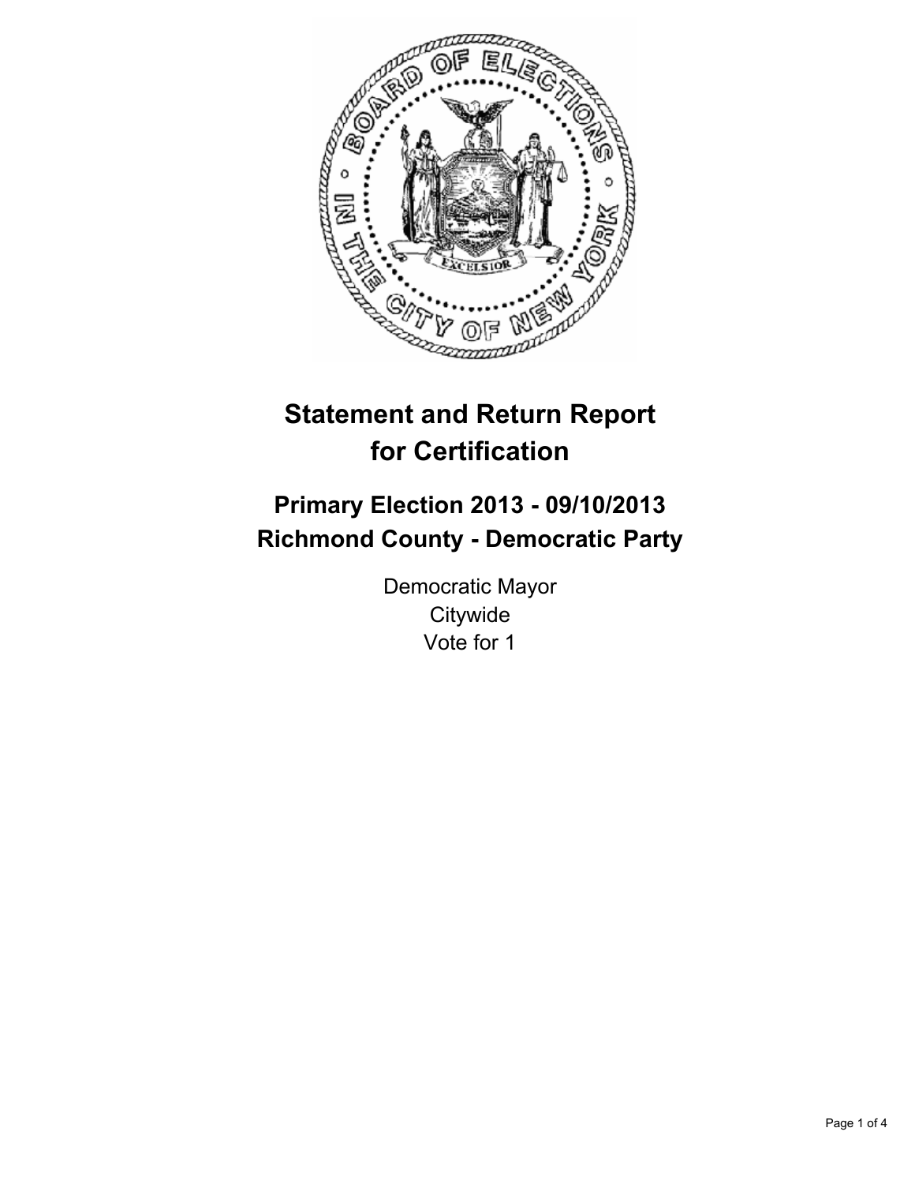# Statement and Return Report for Certification

## Primary Election 2013 - 09/10/2013
## Richmond County - Democratic Party

Democratic Mayor
Citywide
Vote for 1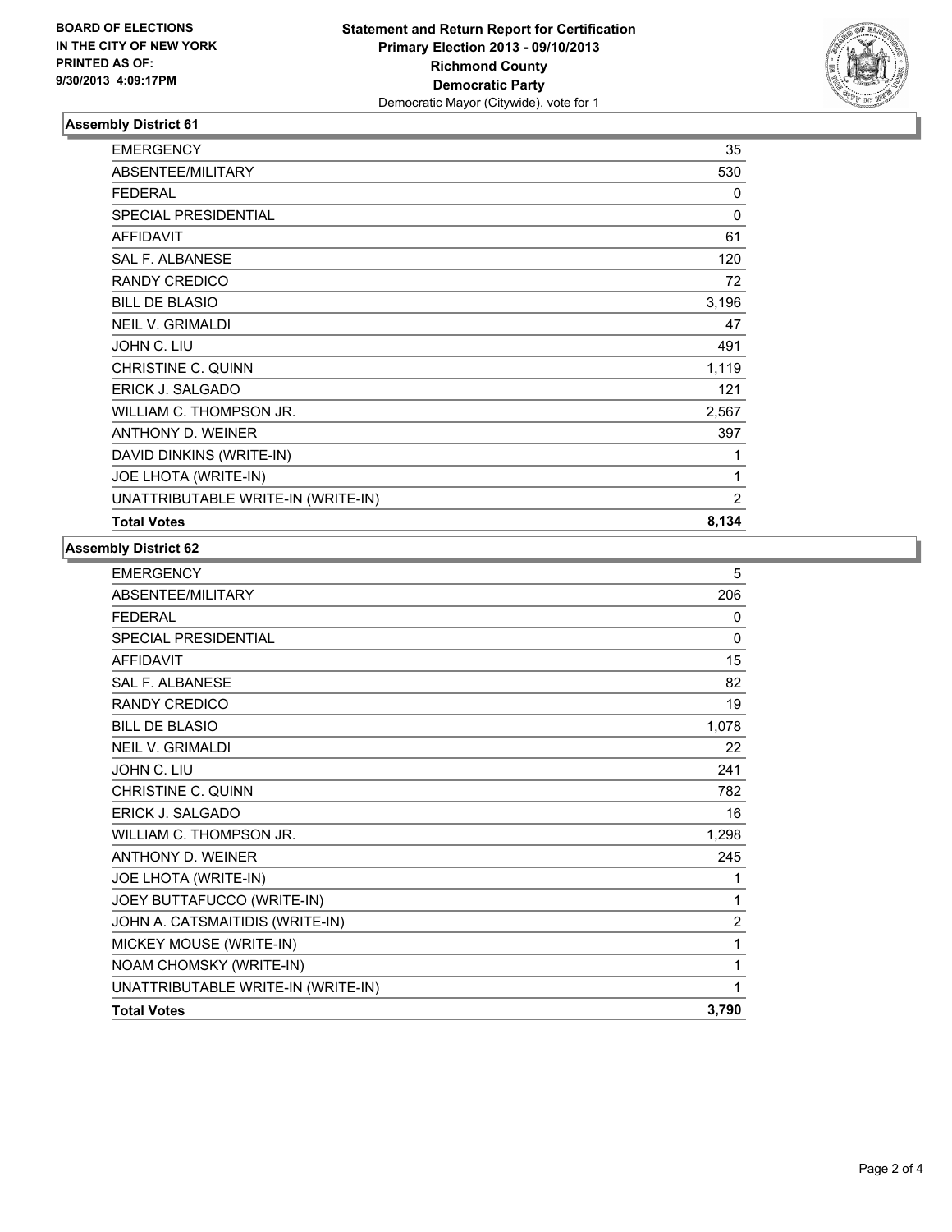**BOARD OF ELECTIONS IN THE CITY OF NEW YORK PRINTED AS OF: 9/30/2013 4:09:17PM**

# Statement and Return Report for Certification
## Primary Election 2013 - 09/10/2013
## Richmond County
## Democratic Party
Democratic Mayor (Citywide), vote for 1

### Assembly District 61

| | |
|---|---|
| EMERGENCY | 35 |
| ABSENTEE/MILITARY | 530 |
| FEDERAL | 0 |
| SPECIAL PRESIDENTIAL | 0 |
| AFFIDAVIT | 61 |
| SAL F. ALBANESE | 120 |
| RANDY CREDICO | 72 |
| BILL DE BLASIO | 3,196 |
| NEIL V. GRIMALDI | 47 |
| JOHN C. LIU | 491 |
| CHRISTINE C. QUINN | 1,119 |
| ERICK J. SALGADO | 121 |
| WILLIAM C. THOMPSON JR. | 2,567 |
| ANTHONY D. WEINER | 397 |
| DAVID DINKINS (WRITE-IN) | 1 |
| JOE LHOTA (WRITE-IN) | 1 |
| UNATTRIBUTABLE WRITE-IN (WRITE-IN) | 2 |
| **Total Votes** | **8,134** |

### Assembly District 62

| | |
|---|---|
| EMERGENCY | 5 |
| ABSENTEE/MILITARY | 206 |
| FEDERAL | 0 |
| SPECIAL PRESIDENTIAL | 0 |
| AFFIDAVIT | 15 |
| SAL F. ALBANESE | 82 |
| RANDY CREDICO | 19 |
| BILL DE BLASIO | 1,078 |
| NEIL V. GRIMALDI | 22 |
| JOHN C. LIU | 241 |
| CHRISTINE C. QUINN | 782 |
| ERICK J. SALGADO | 16 |
| WILLIAM C. THOMPSON JR. | 1,298 |
| ANTHONY D. WEINER | 245 |
| JOE LHOTA (WRITE-IN) | 1 |
| JOEY BUTTAFUCCO (WRITE-IN) | 1 |
| JOHN A. CATSMAITIDIS (WRITE-IN) | 2 |
| MICKEY MOUSE (WRITE-IN) | 1 |
| NOAM CHOMSKY (WRITE-IN) | 1 |
| UNATTRIBUTABLE WRITE-IN (WRITE-IN) | 1 |
| **Total Votes** | **3,790** |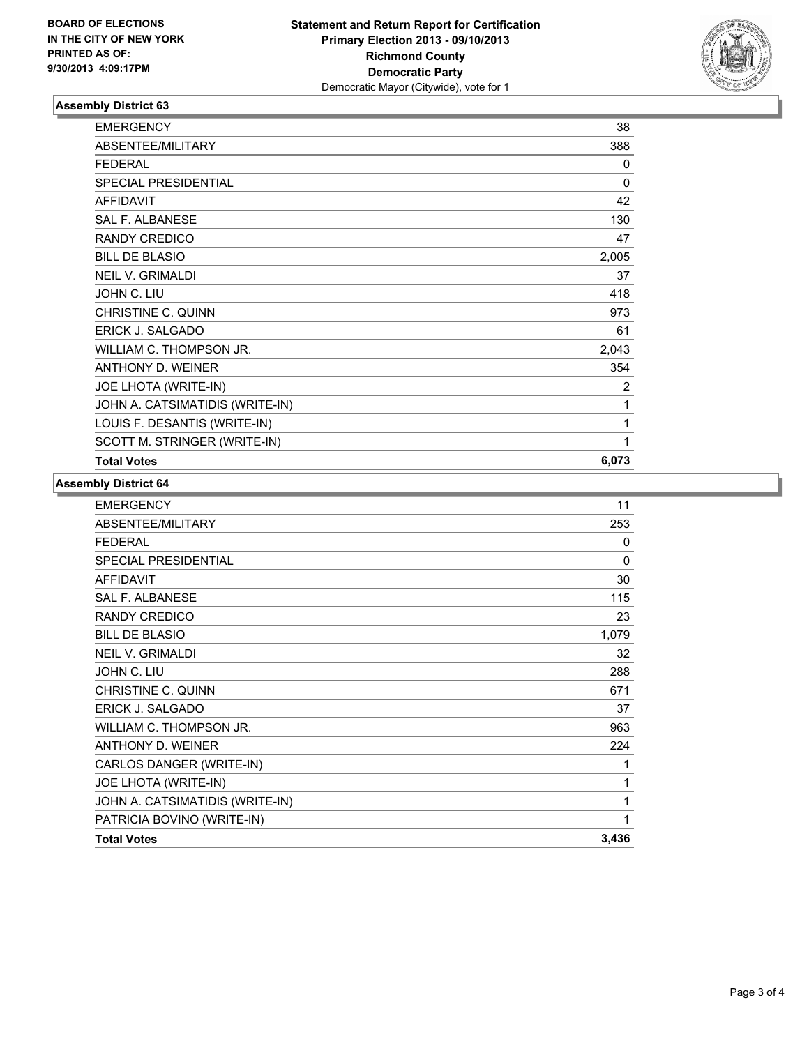**BOARD OF ELECTIONS IN THE CITY OF NEW YORK PRINTED AS OF: 9/30/2013 4:09:17PM**

**Statement and Return Report for Certification**
**Primary Election 2013 - 09/10/2013**
**Richmond County**
**Democratic Party**
Democratic Mayor (Citywide), vote for 1

### Assembly District 63

| | |
|---|---|
| EMERGENCY | 38 |
| ABSENTEE/MILITARY | 388 |
| FEDERAL | 0 |
| SPECIAL PRESIDENTIAL | 0 |
| AFFIDAVIT | 42 |
| SAL F. ALBANESE | 130 |
| RANDY CREDICO | 47 |
| BILL DE BLASIO | 2,005 |
| NEIL V. GRIMALDI | 37 |
| JOHN C. LIU | 418 |
| CHRISTINE C. QUINN | 973 |
| ERICK J. SALGADO | 61 |
| WILLIAM C. THOMPSON JR. | 2,043 |
| ANTHONY D. WEINER | 354 |
| JOE LHOTA (WRITE-IN) | 2 |
| JOHN A. CATSIMATIDIS (WRITE-IN) | 1 |
| LOUIS F. DESANTIS (WRITE-IN) | 1 |
| SCOTT M. STRINGER (WRITE-IN) | 1 |
| **Total Votes** | **6,073** |

### Assembly District 64

| | |
|---|---|
| EMERGENCY | 11 |
| ABSENTEE/MILITARY | 253 |
| FEDERAL | 0 |
| SPECIAL PRESIDENTIAL | 0 |
| AFFIDAVIT | 30 |
| SAL F. ALBANESE | 115 |
| RANDY CREDICO | 23 |
| BILL DE BLASIO | 1,079 |
| NEIL V. GRIMALDI | 32 |
| JOHN C. LIU | 288 |
| CHRISTINE C. QUINN | 671 |
| ERICK J. SALGADO | 37 |
| WILLIAM C. THOMPSON JR. | 963 |
| ANTHONY D. WEINER | 224 |
| CARLOS DANGER (WRITE-IN) | 1 |
| JOE LHOTA (WRITE-IN) | 1 |
| JOHN A. CATSIMATIDIS (WRITE-IN) | 1 |
| PATRICIA BOVINO (WRITE-IN) | 1 |
| **Total Votes** | **3,436** |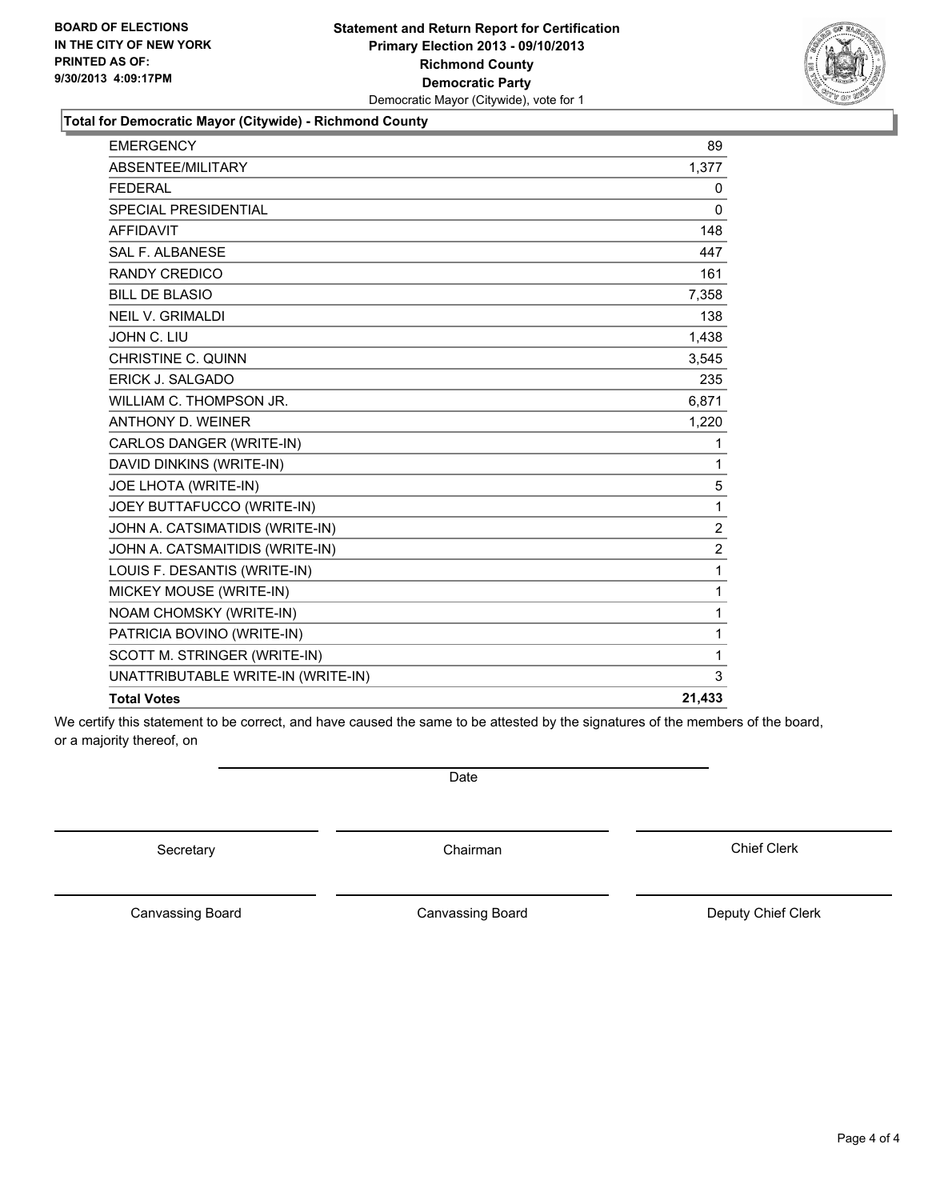**BOARD OF ELECTIONS IN THE CITY OF NEW YORK PRINTED AS OF: 9/30/2013 4:09:17PM**

**Statement and Return Report for Certification**
**Primary Election 2013 - 09/10/2013**
**Richmond County**
**Democratic Party**
Democratic Mayor (Citywide), vote for 1

### Total for Democratic Mayor (Citywide) - Richmond County

| | |
|---|---|
| EMERGENCY | 89 |
| ABSENTEE/MILITARY | 1,377 |
| FEDERAL | 0 |
| SPECIAL PRESIDENTIAL | 0 |
| AFFIDAVIT | 148 |
| SAL F. ALBANESE | 447 |
| RANDY CREDICO | 161 |
| BILL DE BLASIO | 7,358 |
| NEIL V. GRIMALDI | 138 |
| JOHN C. LIU | 1,438 |
| CHRISTINE C. QUINN | 3,545 |
| ERICK J. SALGADO | 235 |
| WILLIAM C. THOMPSON JR. | 6,871 |
| ANTHONY D. WEINER | 1,220 |
| CARLOS DANGER (WRITE-IN) | 1 |
| DAVID DINKINS (WRITE-IN) | 1 |
| JOE LHOTA (WRITE-IN) | 5 |
| JOEY BUTTAFUCCO (WRITE-IN) | 1 |
| JOHN A. CATSIMATIDIS (WRITE-IN) | 2 |
| JOHN A. CATSMAITIDIS (WRITE-IN) | 2 |
| LOUIS F. DESANTIS (WRITE-IN) | 1 |
| MICKEY MOUSE (WRITE-IN) | 1 |
| NOAM CHOMSKY (WRITE-IN) | 1 |
| PATRICIA BOVINO (WRITE-IN) | 1 |
| SCOTT M. STRINGER (WRITE-IN) | 1 |
| UNATTRIBUTABLE WRITE-IN (WRITE-IN) | 3 |
| **Total Votes** | **21,433** |

We certify this statement to be correct, and have caused the same to be attested by the signatures of the members of the board, or a majority thereof, on

Date

Secretary | Chairman | Chief Clerk

Canvassing Board | Canvassing Board | Deputy Chief Clerk